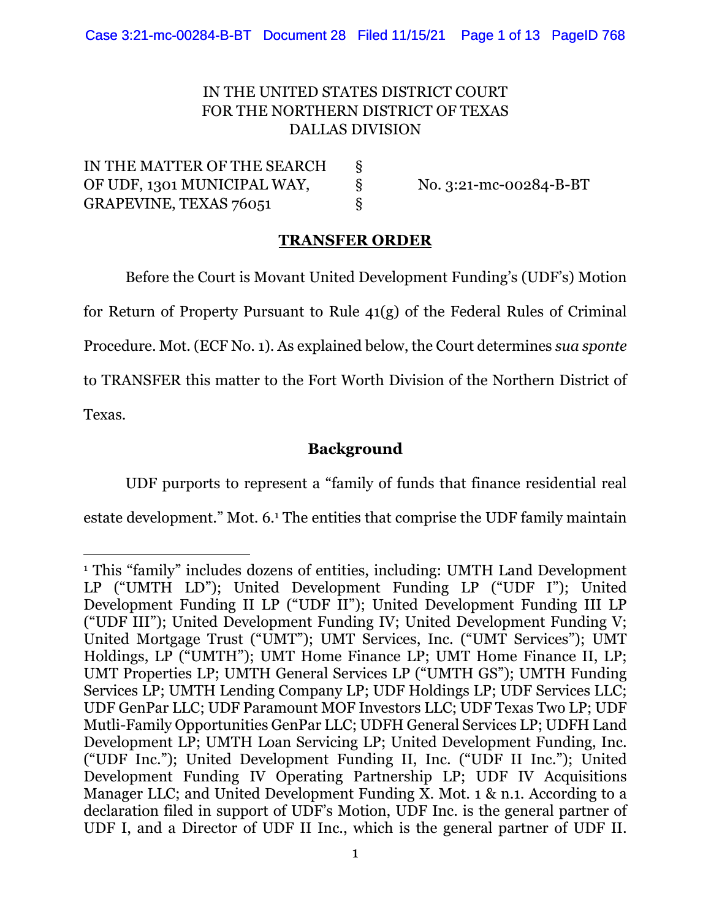IN THE UNITED STATES DISTRICT COURT
FOR THE NORTHERN DISTRICT OF TEXAS
DALLAS DIVISION

| | | |
|---|---|---|
| IN THE MATTER OF THE SEARCH | § | |
| OF UDF, 1301 MUNICIPAL WAY, | § | No. 3:21-mc-00284-B-BT |
| GRAPEVINE, TEXAS 76051 | § | |

## TRANSFER ORDER

Before the Court is Movant United Development Funding's (UDF's) Motion for Return of Property Pursuant to Rule 41(g) of the Federal Rules of Criminal Procedure. Mot. (ECF No. 1). As explained below, the Court determines *sua sponte* to TRANSFER this matter to the Fort Worth Division of the Northern District of Texas.

### Background

UDF purports to represent a "family of funds that finance residential real estate development." Mot. 6.[1] The entities that comprise the UDF family maintain

[1] This "family" includes dozens of entities, including: UMTH Land Development LP ("UMTH LD"); United Development Funding LP ("UDF I"); United Development Funding II LP ("UDF II"); United Development Funding III LP ("UDF III"); United Development Funding IV; United Development Funding V; United Mortgage Trust ("UMT"); UMT Services, Inc. ("UMT Services"); UMT Holdings, LP ("UMTH"); UMT Home Finance LP; UMT Home Finance II, LP; UMT Properties LP; UMTH General Services LP ("UMTH GS"); UMTH Funding Services LP; UMTH Lending Company LP; UDF Holdings LP; UDF Services LLC; UDF GenPar LLC; UDF Paramount MOF Investors LLC; UDF Texas Two LP; UDF Mutli-Family Opportunities GenPar LLC; UDFH General Services LP; UDFH Land Development LP; UMTH Loan Servicing LP; United Development Funding, Inc. ("UDF Inc."); United Development Funding II, Inc. ("UDF II Inc."); United Development Funding IV Operating Partnership LP; UDF IV Acquisitions Manager LLC; and United Development Funding X. Mot. 1 & n.1. According to a declaration filed in support of UDF's Motion, UDF Inc. is the general partner of UDF I, and a Director of UDF II Inc., which is the general partner of UDF II.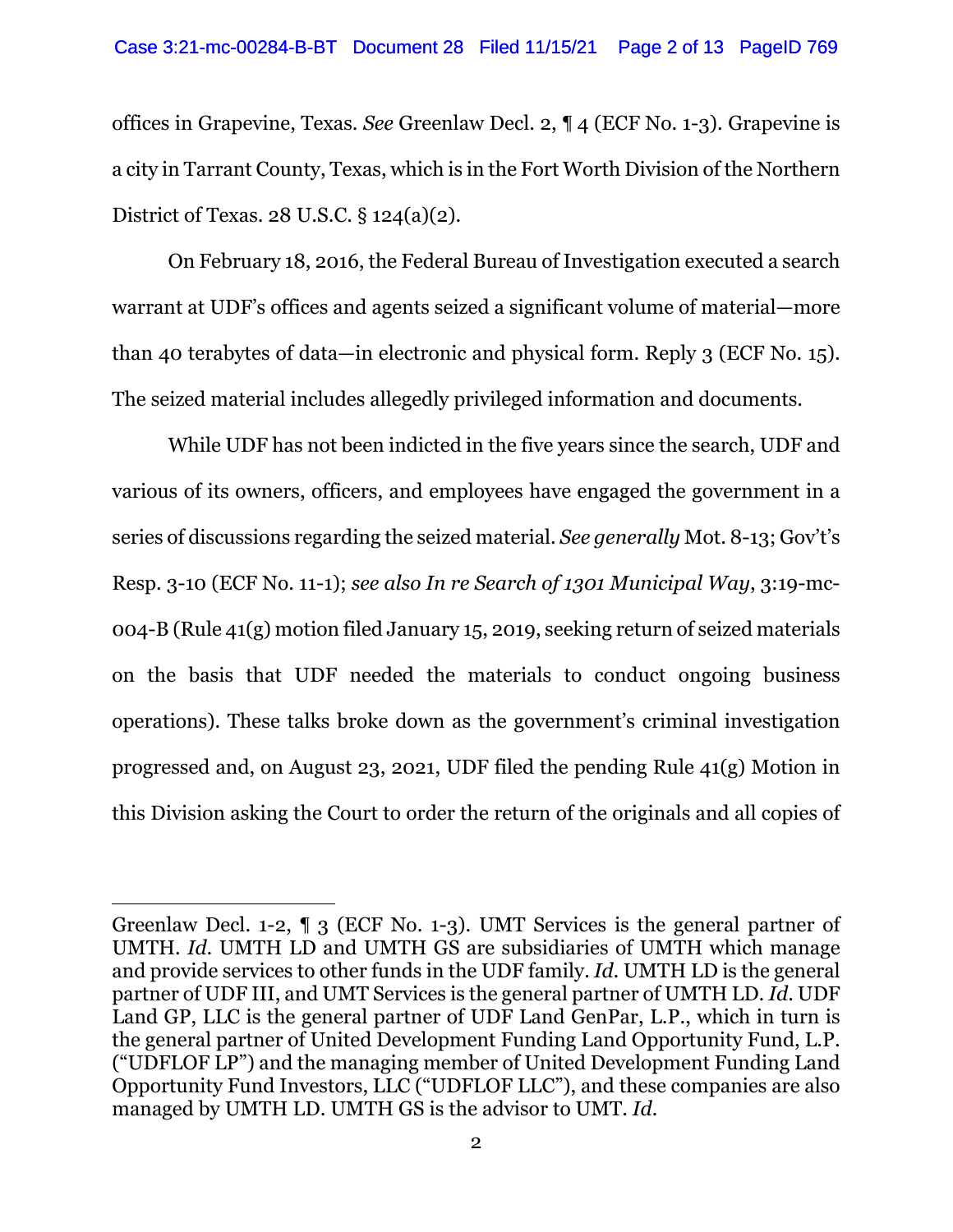offices in Grapevine, Texas. *See* Greenlaw Decl. 2, ¶ 4 (ECF No. 1-3). Grapevine is a city in Tarrant County, Texas, which is in the Fort Worth Division of the Northern District of Texas. 28 U.S.C. § 124(a)(2).

On February 18, 2016, the Federal Bureau of Investigation executed a search warrant at UDF's offices and agents seized a significant volume of material—more than 40 terabytes of data—in electronic and physical form. Reply 3 (ECF No. 15). The seized material includes allegedly privileged information and documents.

While UDF has not been indicted in the five years since the search, UDF and various of its owners, officers, and employees have engaged the government in a series of discussions regarding the seized material. *See generally* Mot. 8-13; Gov't's Resp. 3-10 (ECF No. 11-1); *see also In re Search of 1301 Municipal Way*, 3:19-mc-004-B (Rule 41(g) motion filed January 15, 2019, seeking return of seized materials on the basis that UDF needed the materials to conduct ongoing business operations). These talks broke down as the government's criminal investigation progressed and, on August 23, 2021, UDF filed the pending Rule 41(g) Motion in this Division asking the Court to order the return of the originals and all copies of

---

Greenlaw Decl. 1-2, ¶ 3 (ECF No. 1-3). UMT Services is the general partner of UMTH. *Id.* UMTH LD and UMTH GS are subsidiaries of UMTH which manage and provide services to other funds in the UDF family. *Id.* UMTH LD is the general partner of UDF III, and UMT Services is the general partner of UMTH LD. *Id.* UDF Land GP, LLC is the general partner of UDF Land GenPar, L.P., which in turn is the general partner of United Development Funding Land Opportunity Fund, L.P. ("UDFLOF LP") and the managing member of United Development Funding Land Opportunity Fund Investors, LLC ("UDFLOF LLC"), and these companies are also managed by UMTH LD. UMTH GS is the advisor to UMT. *Id.*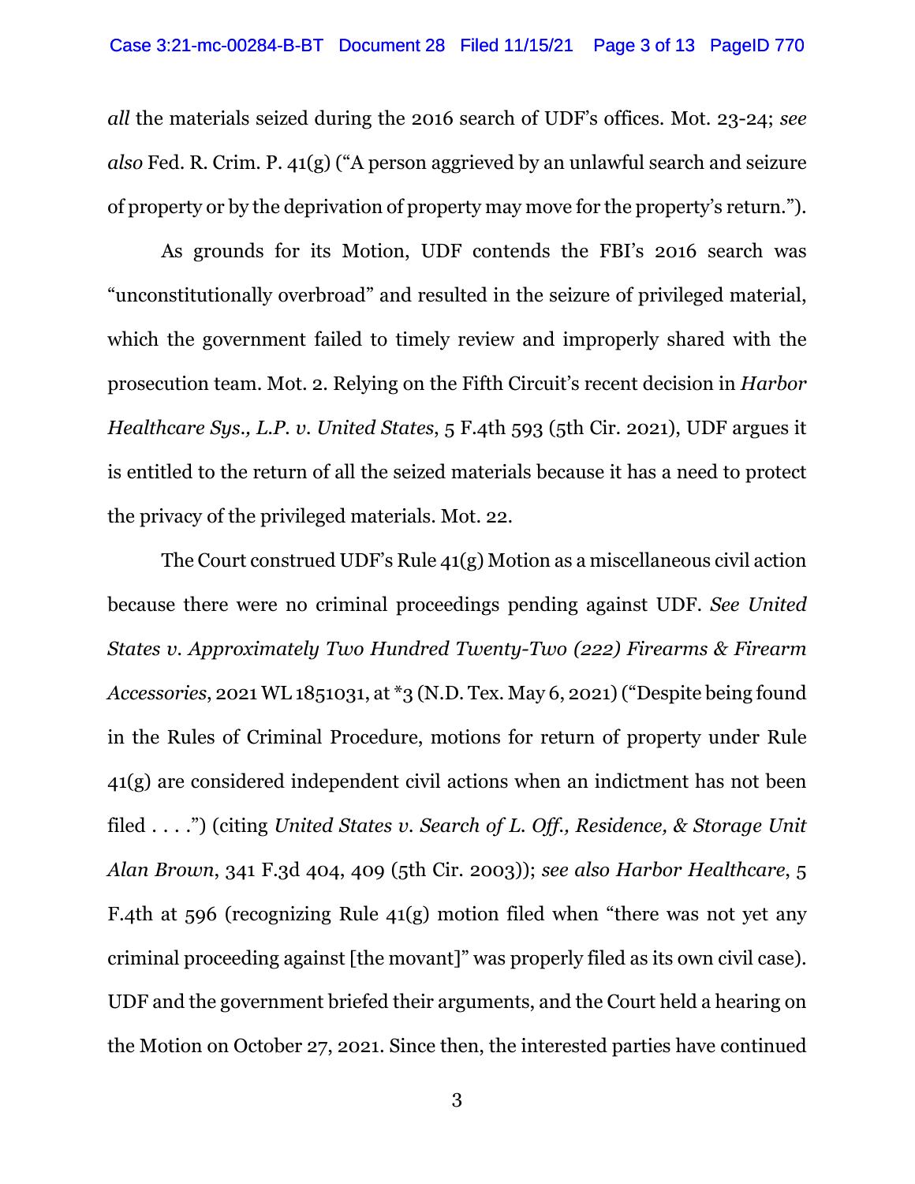*all* the materials seized during the 2016 search of UDF's offices. Mot. 23-24; *see also* Fed. R. Crim. P. 41(g) ("A person aggrieved by an unlawful search and seizure of property or by the deprivation of property may move for the property's return.").

As grounds for its Motion, UDF contends the FBI's 2016 search was "unconstitutionally overbroad" and resulted in the seizure of privileged material, which the government failed to timely review and improperly shared with the prosecution team. Mot. 2. Relying on the Fifth Circuit's recent decision in *Harbor Healthcare Sys., L.P. v. United States*, 5 F.4th 593 (5th Cir. 2021), UDF argues it is entitled to the return of all the seized materials because it has a need to protect the privacy of the privileged materials. Mot. 22.

The Court construed UDF's Rule 41(g) Motion as a miscellaneous civil action because there were no criminal proceedings pending against UDF. *See United States v. Approximately Two Hundred Twenty-Two (222) Firearms & Firearm Accessories*, 2021 WL 1851031, at *3 (N.D. Tex. May 6, 2021) ("Despite being found in the Rules of Criminal Procedure, motions for return of property under Rule 41(g) are considered independent civil actions when an indictment has not been filed . . . .") (citing *United States v. Search of L. Off., Residence, & Storage Unit Alan Brown*, 341 F.3d 404, 409 (5th Cir. 2003)); *see also Harbor Healthcare*, 5 F.4th at 596 (recognizing Rule 41(g) motion filed when "there was not yet any criminal proceeding against [the movant]" was properly filed as its own civil case). UDF and the government briefed their arguments, and the Court held a hearing on the Motion on October 27, 2021. Since then, the interested parties have continued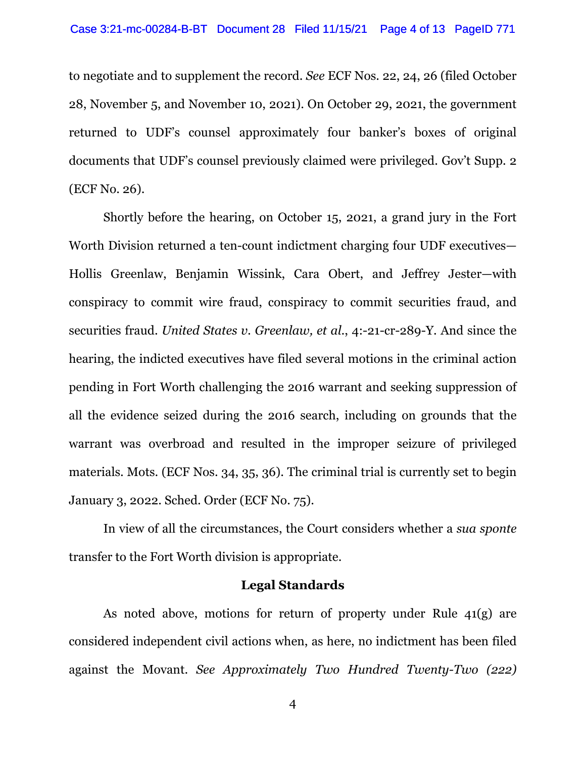to negotiate and to supplement the record. *See* ECF Nos. 22, 24, 26 (filed October 28, November 5, and November 10, 2021). On October 29, 2021, the government returned to UDF's counsel approximately four banker's boxes of original documents that UDF's counsel previously claimed were privileged. Gov't Supp. 2 (ECF No. 26).

Shortly before the hearing, on October 15, 2021, a grand jury in the Fort Worth Division returned a ten-count indictment charging four UDF executives—Hollis Greenlaw, Benjamin Wissink, Cara Obert, and Jeffrey Jester—with conspiracy to commit wire fraud, conspiracy to commit securities fraud, and securities fraud. *United States v. Greenlaw, et al.*, 4:-21-cr-289-Y. And since the hearing, the indicted executives have filed several motions in the criminal action pending in Fort Worth challenging the 2016 warrant and seeking suppression of all the evidence seized during the 2016 search, including on grounds that the warrant was overbroad and resulted in the improper seizure of privileged materials. Mots. (ECF Nos. 34, 35, 36). The criminal trial is currently set to begin January 3, 2022. Sched. Order (ECF No. 75).

In view of all the circumstances, the Court considers whether a *sua sponte* transfer to the Fort Worth division is appropriate.

## Legal Standards

As noted above, motions for return of property under Rule 41(g) are considered independent civil actions when, as here, no indictment has been filed against the Movant. *See Approximately Two Hundred Twenty-Two (222)*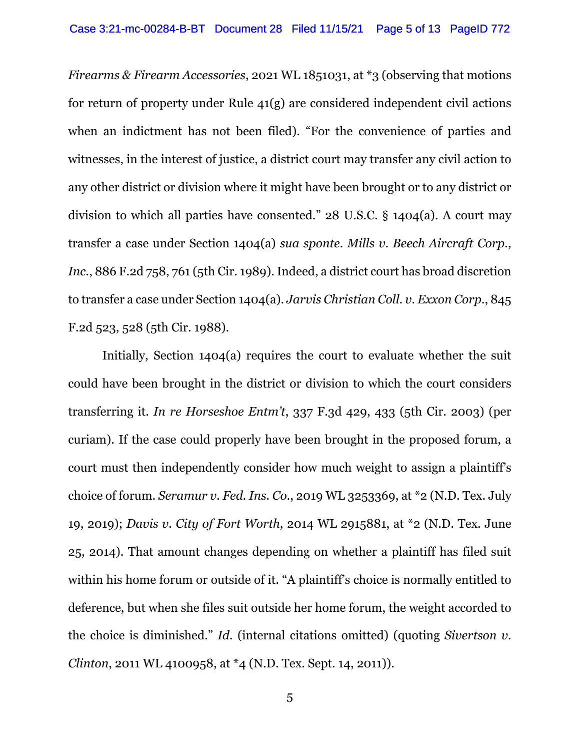*Firearms & Firearm Accessories*, 2021 WL 1851031, at *3 (observing that motions for return of property under Rule 41(g) are considered independent civil actions when an indictment has not been filed). "For the convenience of parties and witnesses, in the interest of justice, a district court may transfer any civil action to any other district or division where it might have been brought or to any district or division to which all parties have consented." 28 U.S.C. § 1404(a). A court may transfer a case under Section 1404(a) *sua sponte*. *Mills v. Beech Aircraft Corp., Inc.*, 886 F.2d 758, 761 (5th Cir. 1989). Indeed, a district court has broad discretion to transfer a case under Section 1404(a). *Jarvis Christian Coll. v. Exxon Corp.*, 845 F.2d 523, 528 (5th Cir. 1988).

Initially, Section 1404(a) requires the court to evaluate whether the suit could have been brought in the district or division to which the court considers transferring it. *In re Horseshoe Entm't*, 337 F.3d 429, 433 (5th Cir. 2003) (per curiam). If the case could properly have been brought in the proposed forum, a court must then independently consider how much weight to assign a plaintiff's choice of forum. *Seramur v. Fed. Ins. Co.*, 2019 WL 3253369, at *2 (N.D. Tex. July 19, 2019); *Davis v. City of Fort Worth*, 2014 WL 2915881, at *2 (N.D. Tex. June 25, 2014). That amount changes depending on whether a plaintiff has filed suit within his home forum or outside of it. "A plaintiff's choice is normally entitled to deference, but when she files suit outside her home forum, the weight accorded to the choice is diminished." *Id.* (internal citations omitted) (quoting *Sivertson v. Clinton*, 2011 WL 4100958, at *4 (N.D. Tex. Sept. 14, 2011)).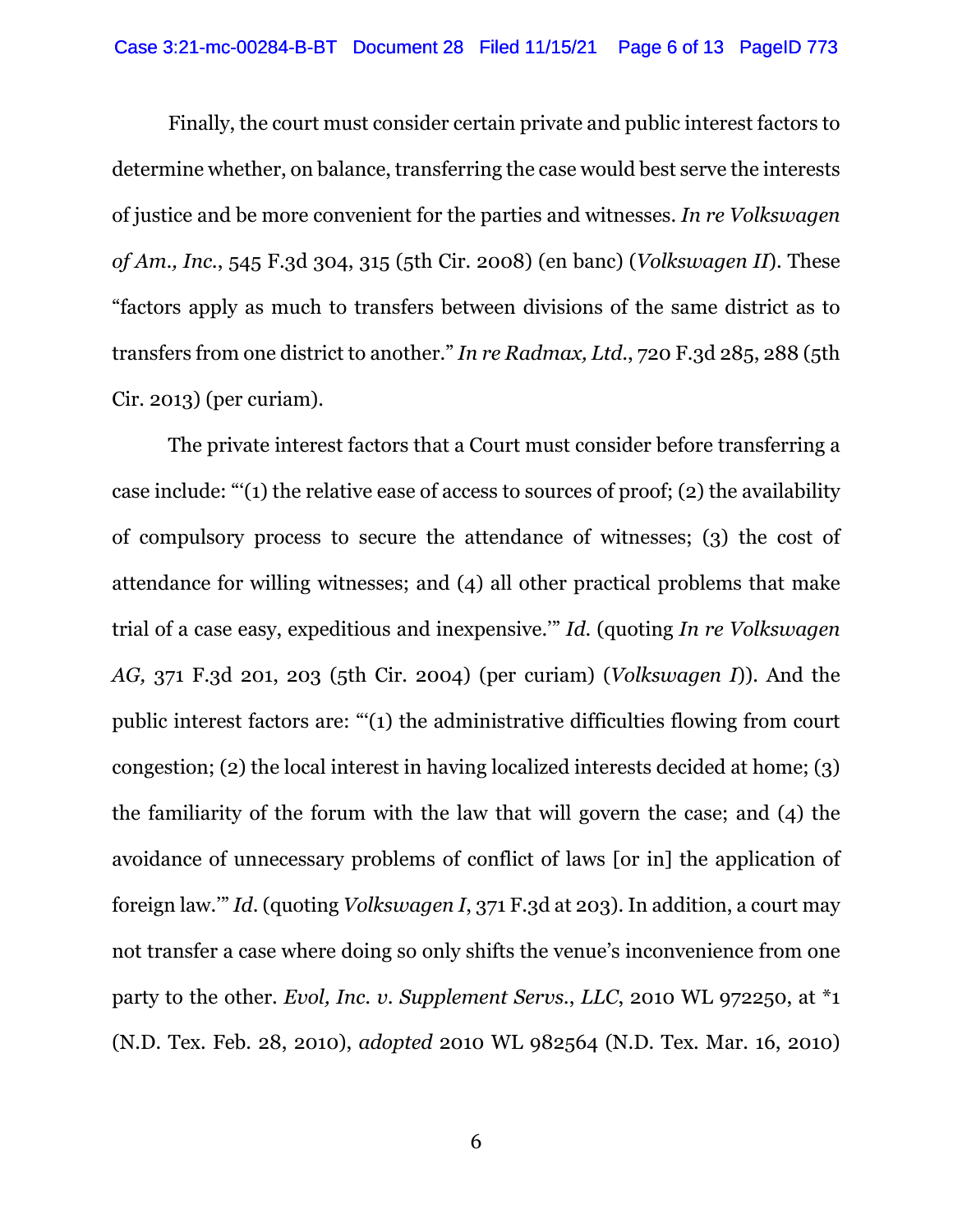Finally, the court must consider certain private and public interest factors to determine whether, on balance, transferring the case would best serve the interests of justice and be more convenient for the parties and witnesses. *In re Volkswagen of Am., Inc.*, 545 F.3d 304, 315 (5th Cir. 2008) (en banc) (*Volkswagen II*). These "factors apply as much to transfers between divisions of the same district as to transfers from one district to another." *In re Radmax, Ltd.*, 720 F.3d 285, 288 (5th Cir. 2013) (per curiam).

The private interest factors that a Court must consider before transferring a case include: "'(1) the relative ease of access to sources of proof; (2) the availability of compulsory process to secure the attendance of witnesses; (3) the cost of attendance for willing witnesses; and (4) all other practical problems that make trial of a case easy, expeditious and inexpensive.'" *Id.* (quoting *In re Volkswagen AG,* 371 F.3d 201, 203 (5th Cir. 2004) (per curiam) (*Volkswagen I*)). And the public interest factors are: "'(1) the administrative difficulties flowing from court congestion; (2) the local interest in having localized interests decided at home; (3) the familiarity of the forum with the law that will govern the case; and (4) the avoidance of unnecessary problems of conflict of laws [or in] the application of foreign law.'" *Id.* (quoting *Volkswagen I*, 371 F.3d at 203). In addition, a court may not transfer a case where doing so only shifts the venue's inconvenience from one party to the other. *Evol, Inc. v. Supplement Servs., LLC*, 2010 WL 972250, at *1 (N.D. Tex. Feb. 28, 2010), *adopted* 2010 WL 982564 (N.D. Tex. Mar. 16, 2010)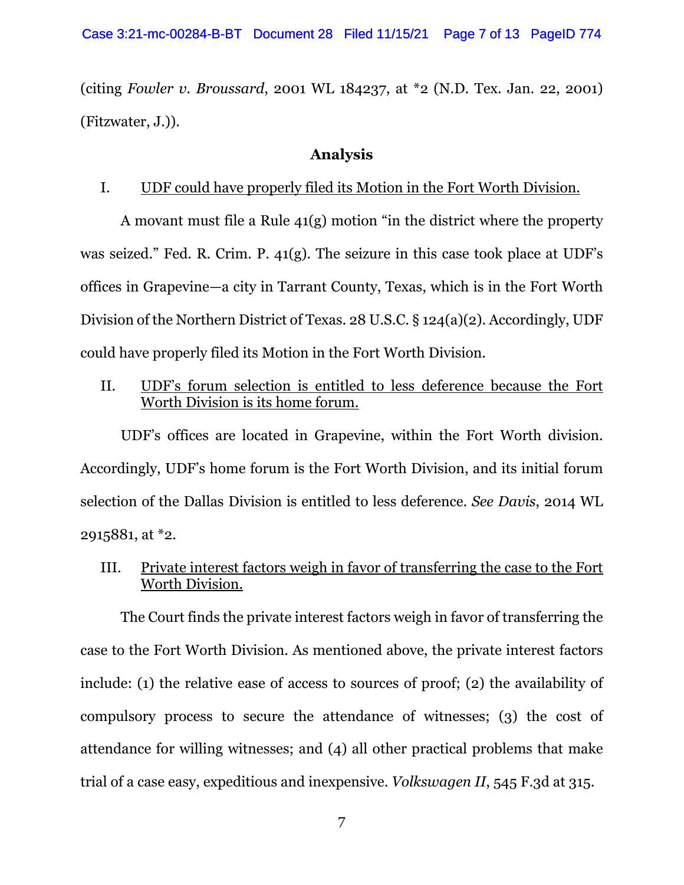(citing *Fowler v. Broussard*, 2001 WL 184237, at *2 (N.D. Tex. Jan. 22, 2001) (Fitzwater, J.)).

## Analysis

I. UDF could have properly filed its Motion in the Fort Worth Division.

A movant must file a Rule 41(g) motion "in the district where the property was seized." Fed. R. Crim. P. 41(g). The seizure in this case took place at UDF's offices in Grapevine—a city in Tarrant County, Texas, which is in the Fort Worth Division of the Northern District of Texas. 28 U.S.C. § 124(a)(2). Accordingly, UDF could have properly filed its Motion in the Fort Worth Division.

II. UDF's forum selection is entitled to less deference because the Fort Worth Division is its home forum.

UDF's offices are located in Grapevine, within the Fort Worth division. Accordingly, UDF's home forum is the Fort Worth Division, and its initial forum selection of the Dallas Division is entitled to less deference. *See Davis*, 2014 WL 2915881, at *2.

III. Private interest factors weigh in favor of transferring the case to the Fort Worth Division.

The Court finds the private interest factors weigh in favor of transferring the case to the Fort Worth Division. As mentioned above, the private interest factors include: (1) the relative ease of access to sources of proof; (2) the availability of compulsory process to secure the attendance of witnesses; (3) the cost of attendance for willing witnesses; and (4) all other practical problems that make trial of a case easy, expeditious and inexpensive. *Volkswagen II*, 545 F.3d at 315.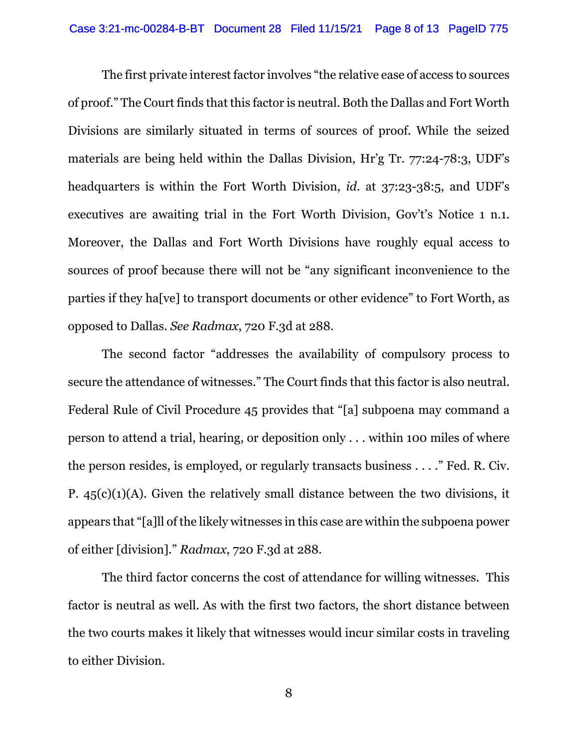The first private interest factor involves "the relative ease of access to sources of proof." The Court finds that this factor is neutral. Both the Dallas and Fort Worth Divisions are similarly situated in terms of sources of proof. While the seized materials are being held within the Dallas Division, Hr'g Tr. 77:24-78:3, UDF's headquarters is within the Fort Worth Division, *id.* at 37:23-38:5, and UDF's executives are awaiting trial in the Fort Worth Division, Gov't's Notice 1 n.1. Moreover, the Dallas and Fort Worth Divisions have roughly equal access to sources of proof because there will not be "any significant inconvenience to the parties if they ha[ve] to transport documents or other evidence" to Fort Worth, as opposed to Dallas. *See Radmax*, 720 F.3d at 288.

The second factor "addresses the availability of compulsory process to secure the attendance of witnesses." The Court finds that this factor is also neutral. Federal Rule of Civil Procedure 45 provides that "[a] subpoena may command a person to attend a trial, hearing, or deposition only . . . within 100 miles of where the person resides, is employed, or regularly transacts business . . . ." Fed. R. Civ. P. 45(c)(1)(A). Given the relatively small distance between the two divisions, it appears that "[a]ll of the likely witnesses in this case are within the subpoena power of either [division]." *Radmax*, 720 F.3d at 288.

The third factor concerns the cost of attendance for willing witnesses. This factor is neutral as well. As with the first two factors, the short distance between the two courts makes it likely that witnesses would incur similar costs in traveling to either Division.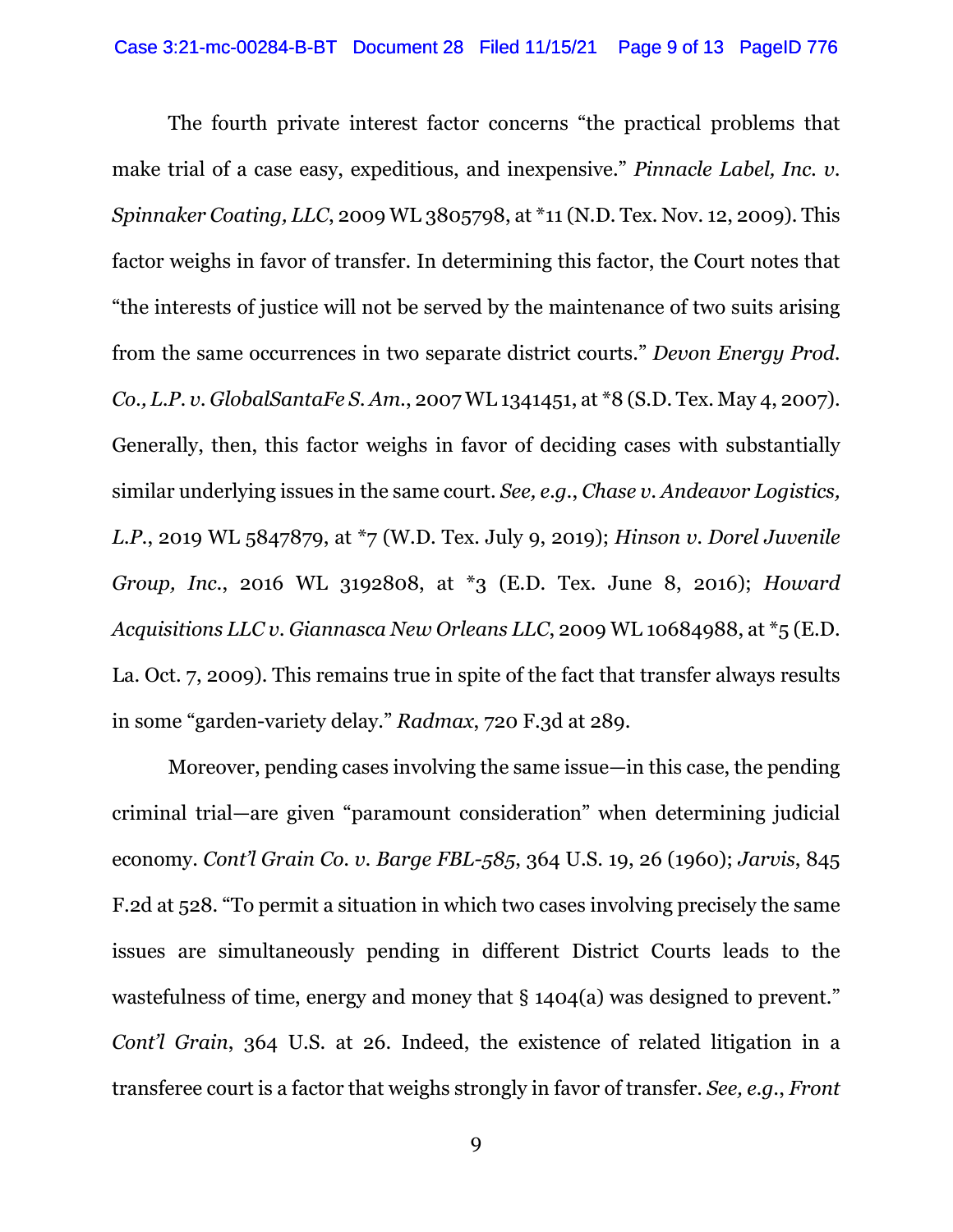The fourth private interest factor concerns "the practical problems that make trial of a case easy, expeditious, and inexpensive." *Pinnacle Label, Inc. v. Spinnaker Coating, LLC*, 2009 WL 3805798, at *11 (N.D. Tex. Nov. 12, 2009). This factor weighs in favor of transfer. In determining this factor, the Court notes that "the interests of justice will not be served by the maintenance of two suits arising from the same occurrences in two separate district courts." *Devon Energy Prod. Co., L.P. v. GlobalSantaFe S. Am.*, 2007 WL 1341451, at *8 (S.D. Tex. May 4, 2007). Generally, then, this factor weighs in favor of deciding cases with substantially similar underlying issues in the same court. *See, e.g.*, *Chase v. Andeavor Logistics, L.P.*, 2019 WL 5847879, at *7 (W.D. Tex. July 9, 2019); *Hinson v. Dorel Juvenile Group, Inc.*, 2016 WL 3192808, at *3 (E.D. Tex. June 8, 2016); *Howard Acquisitions LLC v. Giannasca New Orleans LLC*, 2009 WL 10684988, at *5 (E.D. La. Oct. 7, 2009). This remains true in spite of the fact that transfer always results in some "garden-variety delay." *Radmax*, 720 F.3d at 289.

Moreover, pending cases involving the same issue—in this case, the pending criminal trial—are given "paramount consideration" when determining judicial economy. *Cont'l Grain Co. v. Barge FBL-585*, 364 U.S. 19, 26 (1960); *Jarvis*, 845 F.2d at 528. "To permit a situation in which two cases involving precisely the same issues are simultaneously pending in different District Courts leads to the wastefulness of time, energy and money that § 1404(a) was designed to prevent." *Cont'l Grain*, 364 U.S. at 26. Indeed, the existence of related litigation in a transferee court is a factor that weighs strongly in favor of transfer. *See, e.g.*, *Front*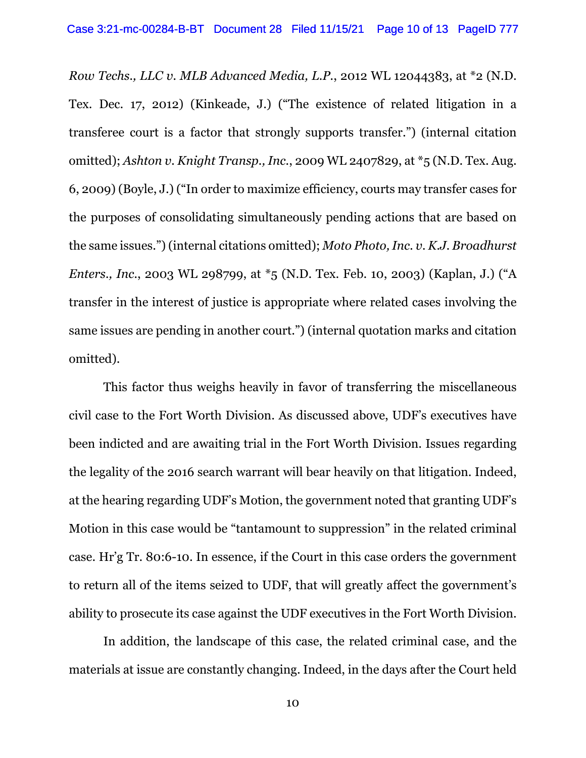*Row Techs., LLC v. MLB Advanced Media, L.P.*, 2012 WL 12044383, at *2 (N.D. Tex. Dec. 17, 2012) (Kinkeade, J.) ("The existence of related litigation in a transferee court is a factor that strongly supports transfer.") (internal citation omitted); *Ashton v. Knight Transp., Inc.*, 2009 WL 2407829, at *5 (N.D. Tex. Aug. 6, 2009) (Boyle, J.) ("In order to maximize efficiency, courts may transfer cases for the purposes of consolidating simultaneously pending actions that are based on the same issues.") (internal citations omitted); *Moto Photo, Inc. v. K.J. Broadhurst Enters., Inc.*, 2003 WL 298799, at *5 (N.D. Tex. Feb. 10, 2003) (Kaplan, J.) ("A transfer in the interest of justice is appropriate where related cases involving the same issues are pending in another court.") (internal quotation marks and citation omitted).

This factor thus weighs heavily in favor of transferring the miscellaneous civil case to the Fort Worth Division. As discussed above, UDF's executives have been indicted and are awaiting trial in the Fort Worth Division. Issues regarding the legality of the 2016 search warrant will bear heavily on that litigation. Indeed, at the hearing regarding UDF's Motion, the government noted that granting UDF's Motion in this case would be "tantamount to suppression" in the related criminal case. Hr'g Tr. 80:6-10. In essence, if the Court in this case orders the government to return all of the items seized to UDF, that will greatly affect the government's ability to prosecute its case against the UDF executives in the Fort Worth Division.

In addition, the landscape of this case, the related criminal case, and the materials at issue are constantly changing. Indeed, in the days after the Court held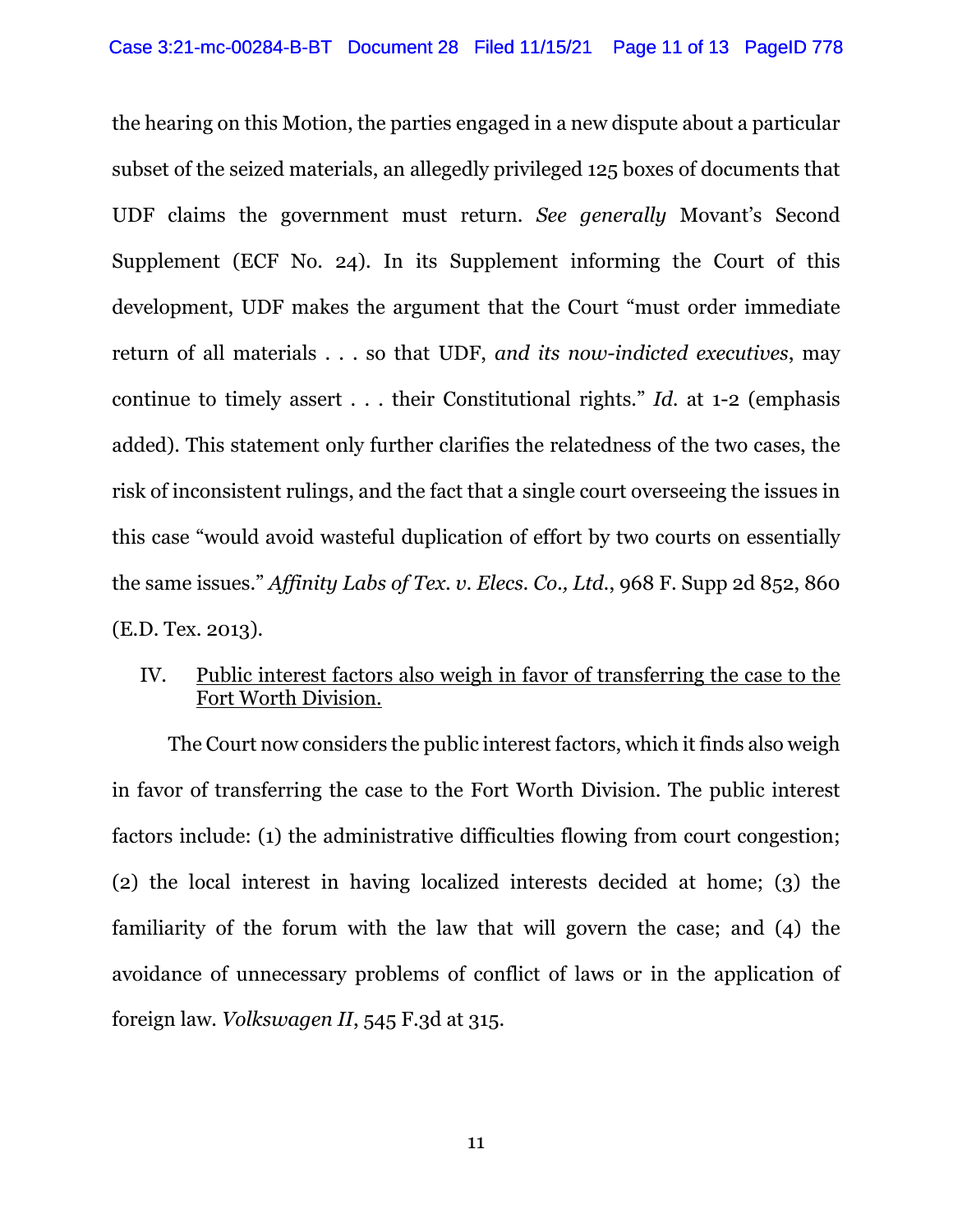the hearing on this Motion, the parties engaged in a new dispute about a particular subset of the seized materials, an allegedly privileged 125 boxes of documents that UDF claims the government must return. *See generally* Movant's Second Supplement (ECF No. 24). In its Supplement informing the Court of this development, UDF makes the argument that the Court "must order immediate return of all materials . . . so that UDF, *and its now-indicted executives*, may continue to timely assert . . . their Constitutional rights." *Id.* at 1-2 (emphasis added). This statement only further clarifies the relatedness of the two cases, the risk of inconsistent rulings, and the fact that a single court overseeing the issues in this case "would avoid wasteful duplication of effort by two courts on essentially the same issues." *Affinity Labs of Tex. v. Elecs. Co., Ltd.*, 968 F. Supp 2d 852, 860 (E.D. Tex. 2013).

## IV. Public interest factors also weigh in favor of transferring the case to the Fort Worth Division.

The Court now considers the public interest factors, which it finds also weigh in favor of transferring the case to the Fort Worth Division. The public interest factors include: (1) the administrative difficulties flowing from court congestion; (2) the local interest in having localized interests decided at home; (3) the familiarity of the forum with the law that will govern the case; and (4) the avoidance of unnecessary problems of conflict of laws or in the application of foreign law. *Volkswagen II*, 545 F.3d at 315.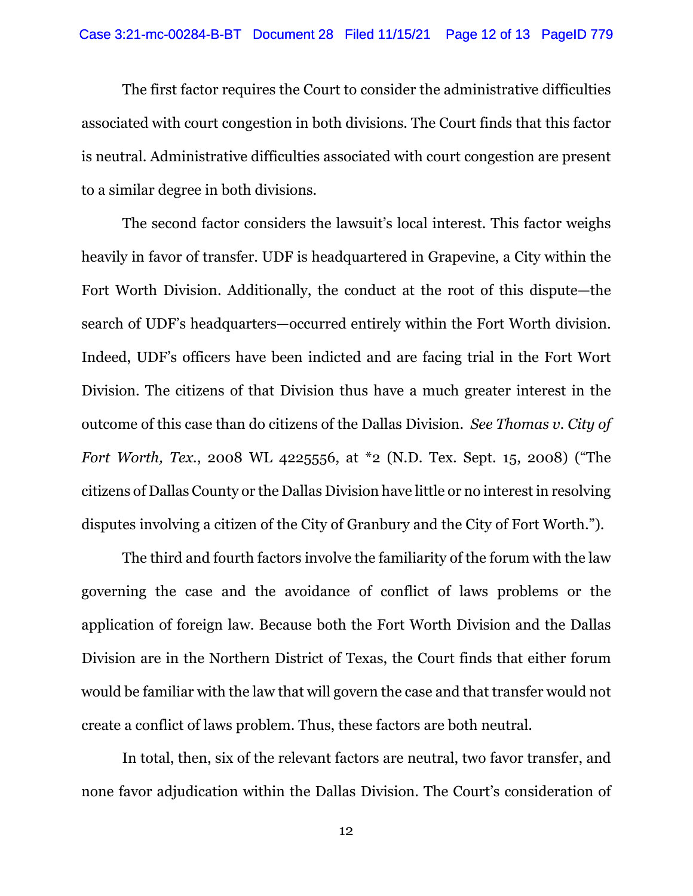The first factor requires the Court to consider the administrative difficulties associated with court congestion in both divisions. The Court finds that this factor is neutral. Administrative difficulties associated with court congestion are present to a similar degree in both divisions.

The second factor considers the lawsuit's local interest. This factor weighs heavily in favor of transfer. UDF is headquartered in Grapevine, a City within the Fort Worth Division. Additionally, the conduct at the root of this dispute—the search of UDF's headquarters—occurred entirely within the Fort Worth division. Indeed, UDF's officers have been indicted and are facing trial in the Fort Wort Division. The citizens of that Division thus have a much greater interest in the outcome of this case than do citizens of the Dallas Division. *See Thomas v. City of Fort Worth, Tex.*, 2008 WL 4225556, at *2 (N.D. Tex. Sept. 15, 2008) ("The citizens of Dallas County or the Dallas Division have little or no interest in resolving disputes involving a citizen of the City of Granbury and the City of Fort Worth.").

The third and fourth factors involve the familiarity of the forum with the law governing the case and the avoidance of conflict of laws problems or the application of foreign law. Because both the Fort Worth Division and the Dallas Division are in the Northern District of Texas, the Court finds that either forum would be familiar with the law that will govern the case and that transfer would not create a conflict of laws problem. Thus, these factors are both neutral.

In total, then, six of the relevant factors are neutral, two favor transfer, and none favor adjudication within the Dallas Division. The Court's consideration of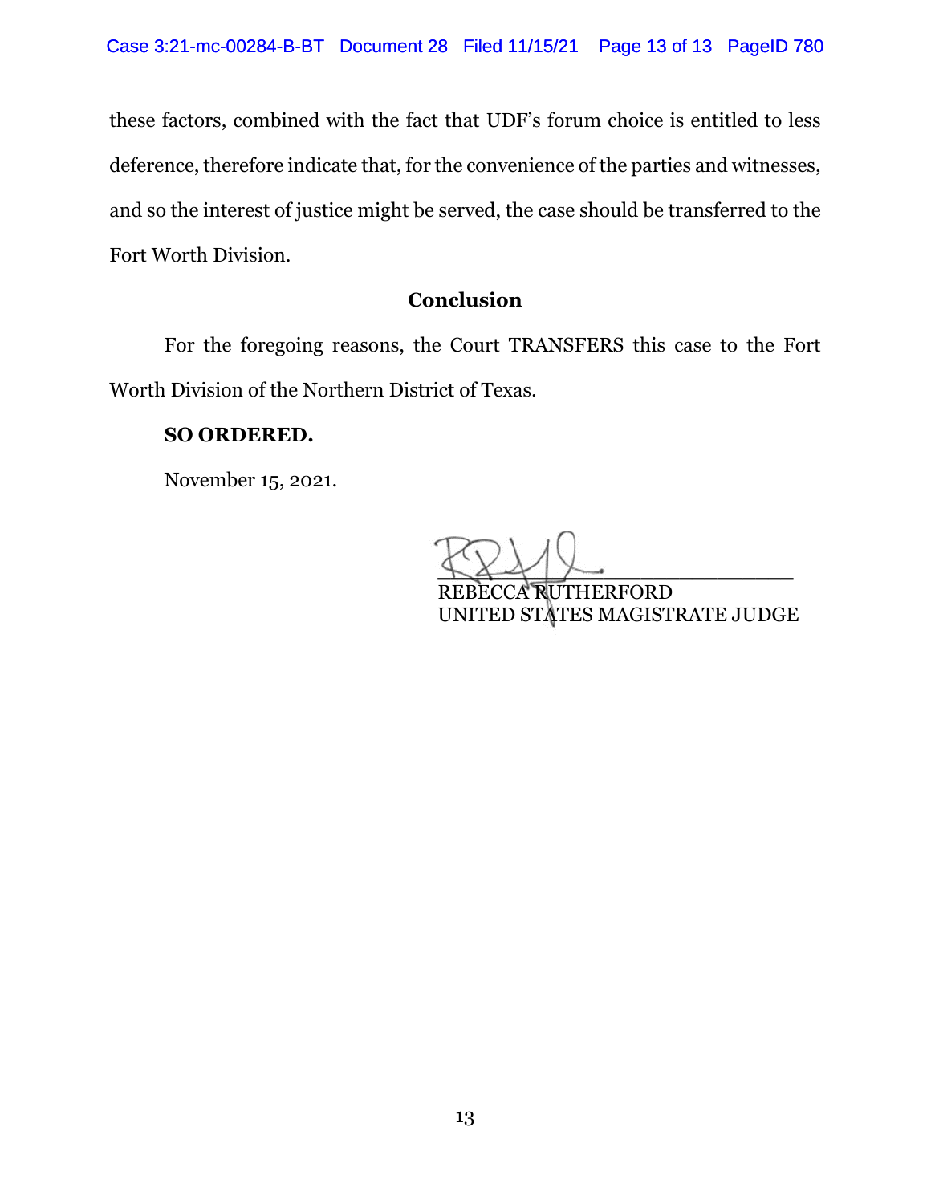these factors, combined with the fact that UDF's forum choice is entitled to less deference, therefore indicate that, for the convenience of the parties and witnesses, and so the interest of justice might be served, the case should be transferred to the Fort Worth Division.

## Conclusion

For the foregoing reasons, the Court TRANSFERS this case to the Fort Worth Division of the Northern District of Texas.

**SO ORDERED.**

November 15, 2021.

REBECCA RUTHERFORD
UNITED STATES MAGISTRATE JUDGE